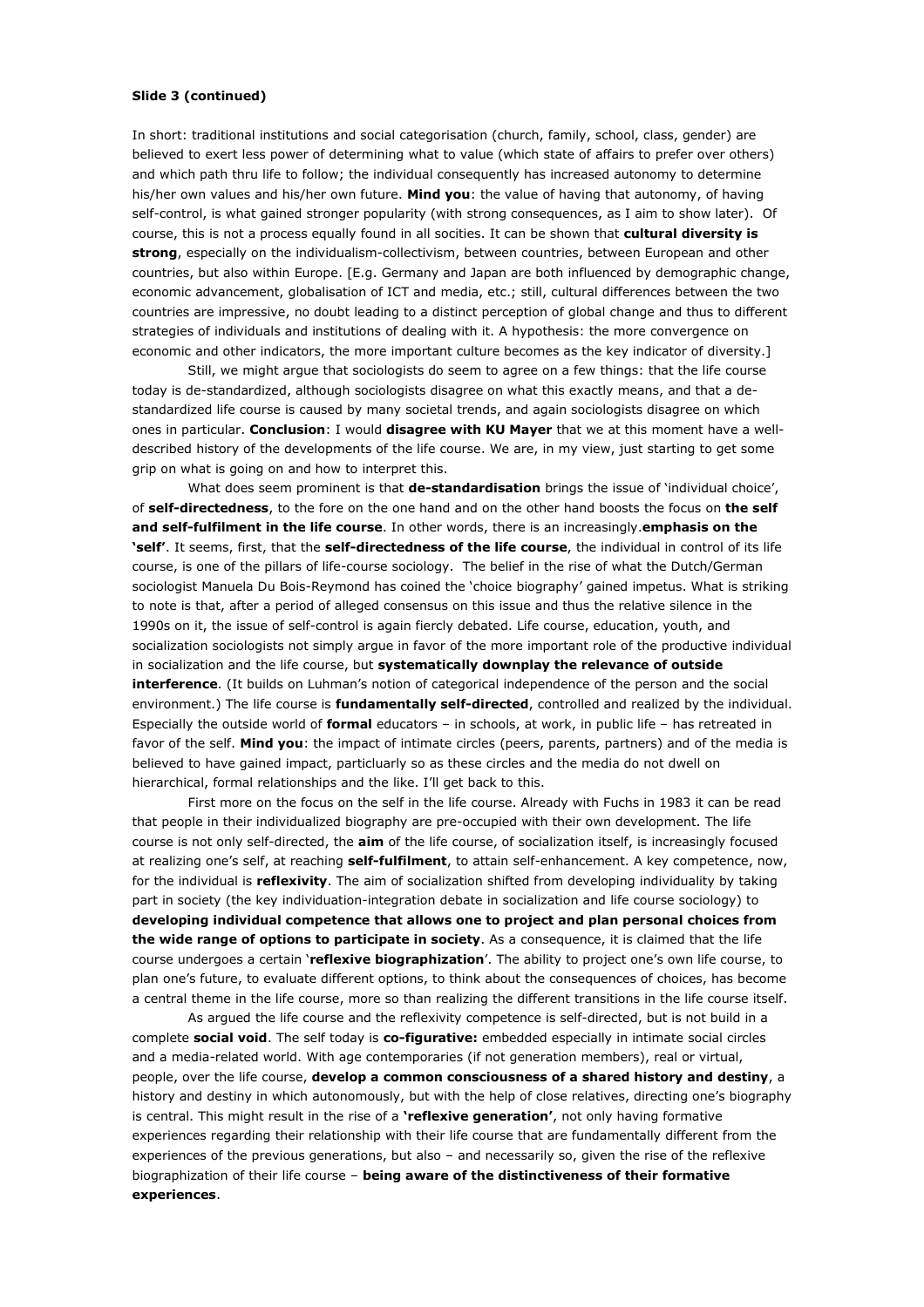**Slide 3 (continued)**

In short: traditional institutions and social categorisation (church, family, school, class, gender) are believed to exert less power of determining what to value (which state of affairs to prefer over others) and which path thru life to follow; the individual consequently has increased autonomy to determine his/her own values and his/her own future. **Mind you**: the value of having that autonomy, of having self-control, is what gained stronger popularity (with strong consequences, as I aim to show later). Of course, this is not a process equally found in all socities. It can be shown that **cultural diversity is strong**, especially on the individualism-collectivism, between countries, between European and other countries, but also within Europe. [E.g. Germany and Japan are both influenced by demographic change, economic advancement, globalisation of ICT and media, etc.; still, cultural differences between the two countries are impressive, no doubt leading to a distinct perception of global change and thus to different strategies of individuals and institutions of dealing with it. A hypothesis: the more convergence on economic and other indicators, the more important culture becomes as the key indicator of diversity.]

Still, we might argue that sociologists do seem to agree on a few things: that the life course today is de-standardized, although sociologists disagree on what this exactly means, and that a de-standardized life course is caused by many societal trends, and again sociologists disagree on which ones in particular. **Conclusion**: I would **disagree with KU Mayer** that we at this moment have a well-described history of the developments of the life course. We are, in my view, just starting to get some grip on what is going on and how to interpret this.

What does seem prominent is that **de-standardisation** brings the issue of 'individual choice', of **self-directedness**, to the fore on the one hand and on the other hand boosts the focus on **the self and self-fulfilment in the life course**. In other words, there is an increasingly.**emphasis on the 'self'**. It seems, first, that the **self-directedness of the life course**, the individual in control of its life course, is one of the pillars of life-course sociology. The belief in the rise of what the Dutch/German sociologist Manuela Du Bois-Reymond has coined the 'choice biography' gained impetus. What is striking to note is that, after a period of alleged consensus on this issue and thus the relative silence in the 1990s on it, the issue of self-control is again fiercly debated. Life course, education, youth, and socialization sociologists not simply argue in favor of the more important role of the productive individual in socialization and the life course, but **systematically downplay the relevance of outside interference**. (It builds on Luhman's notion of categorical independence of the person and the social environment.) The life course is **fundamentally self-directed**, controlled and realized by the individual. Especially the outside world of **formal** educators – in schools, at work, in public life – has retreated in favor of the self. **Mind you**: the impact of intimate circles (peers, parents, partners) and of the media is believed to have gained impact, particluarly so as these circles and the media do not dwell on hierarchical, formal relationships and the like. I'll get back to this.

First more on the focus on the self in the life course. Already with Fuchs in 1983 it can be read that people in their individualized biography are pre-occupied with their own development. The life course is not only self-directed, the **aim** of the life course, of socialization itself, is increasingly focused at realizing one's self, at reaching **self-fulfilment**, to attain self-enhancement. A key competence, now, for the individual is **reflexivity**. The aim of socialization shifted from developing individuality by taking part in society (the key individuation-integration debate in socialization and life course sociology) to **developing individual competence that allows one to project and plan personal choices from the wide range of options to participate in society**. As a consequence, it is claimed that the life course undergoes a certain '**reflexive biographization**'. The ability to project one's own life course, to plan one's future, to evaluate different options, to think about the consequences of choices, has become a central theme in the life course, more so than realizing the different transitions in the life course itself.

As argued the life course and the reflexivity competence is self-directed, but is not build in a complete **social void**. The self today is **co-figurative:** embedded especially in intimate social circles and a media-related world. With age contemporaries (if not generation members), real or virtual, people, over the life course, **develop a common consciousness of a shared history and destiny**, a history and destiny in which autonomously, but with the help of close relatives, directing one's biography is central. This might result in the rise of a **'reflexive generation'**, not only having formative experiences regarding their relationship with their life course that are fundamentally different from the experiences of the previous generations, but also – and necessarily so, given the rise of the reflexive biographization of their life course – **being aware of the distinctiveness of their formative experiences**.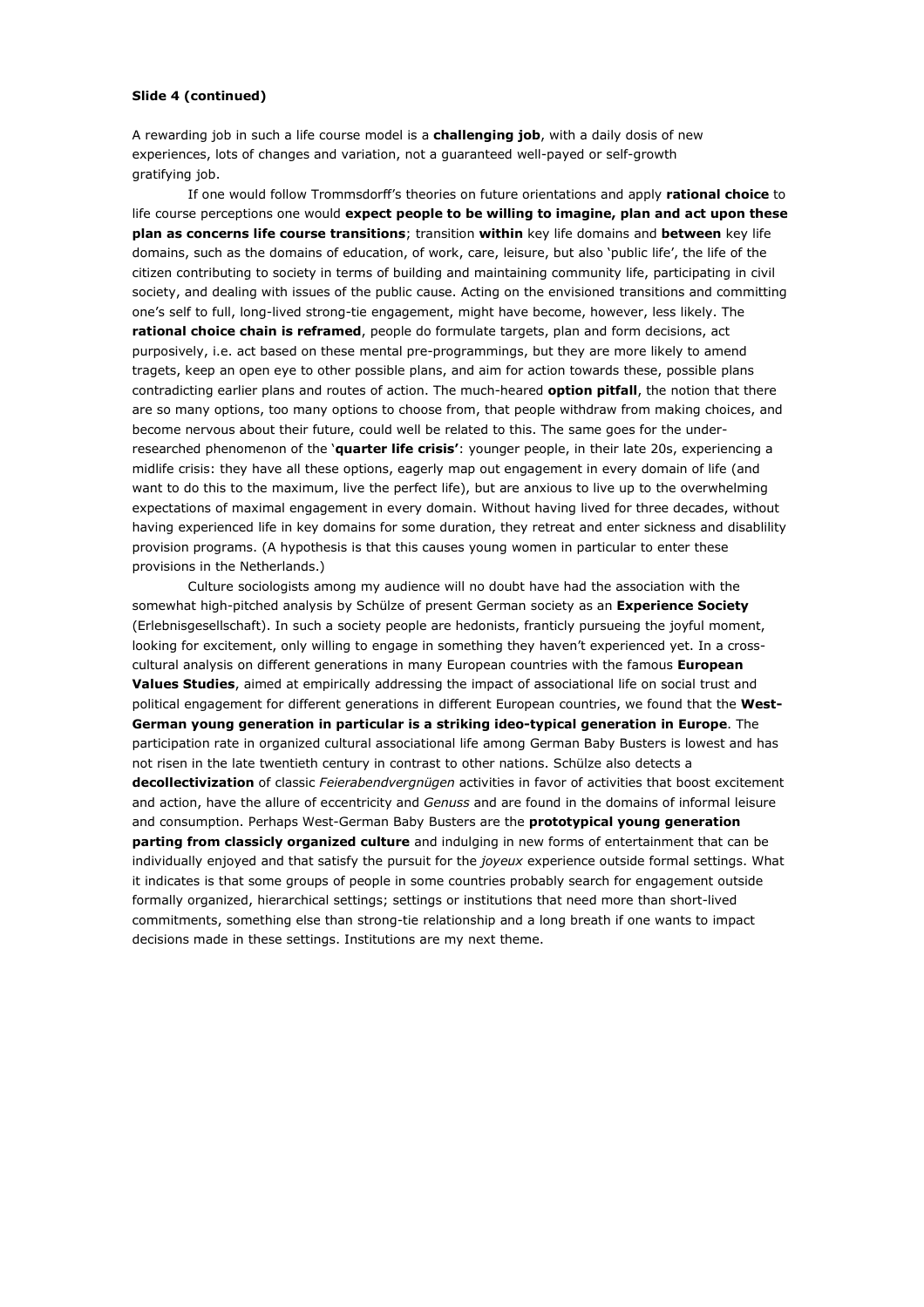**Slide 4 (continued)**

A rewarding job in such a life course model is a **challenging job**, with a daily dosis of new experiences, lots of changes and variation, not a guaranteed well-payed or self-growth gratifying job.

If one would follow Trommsdorff's theories on future orientations and apply **rational choice** to life course perceptions one would **expect people to be willing to imagine, plan and act upon these plan as concerns life course transitions**; transition **within** key life domains and **between** key life domains, such as the domains of education, of work, care, leisure, but also 'public life', the life of the citizen contributing to society in terms of building and maintaining community life, participating in civil society, and dealing with issues of the public cause. Acting on the envisioned transitions and committing one's self to full, long-lived strong-tie engagement, might have become, however, less likely. The **rational choice chain is reframed**, people do formulate targets, plan and form decisions, act purposively, i.e. act based on these mental pre-programmings, but they are more likely to amend tragets, keep an open eye to other possible plans, and aim for action towards these, possible plans contradicting earlier plans and routes of action. The much-heared **option pitfall**, the notion that there are so many options, too many options to choose from, that people withdraw from making choices, and become nervous about their future, could well be related to this. The same goes for the under-researched phenomenon of the '**quarter life crisis'**: younger people, in their late 20s, experiencing a midlife crisis: they have all these options, eagerly map out engagement in every domain of life (and want to do this to the maximum, live the perfect life), but are anxious to live up to the overwhelming expectations of maximal engagement in every domain. Without having lived for three decades, without having experienced life in key domains for some duration, they retreat and enter sickness and disablility provision programs. (A hypothesis is that this causes young women in particular to enter these provisions in the Netherlands.)

Culture sociologists among my audience will no doubt have had the association with the somewhat high-pitched analysis by Schülze of present German society as an **Experience Society** (Erlebnisgesellschaft). In such a society people are hedonists, franticly pursueing the joyful moment, looking for excitement, only willing to engage in something they haven't experienced yet. In a cross-cultural analysis on different generations in many European countries with the famous **European Values Studies**, aimed at empirically addressing the impact of associational life on social trust and political engagement for different generations in different European countries, we found that the **West-German young generation in particular is a striking ideo-typical generation in Europe**. The participation rate in organized cultural associational life among German Baby Busters is lowest and has not risen in the late twentieth century in contrast to other nations. Schülze also detects a **decollectivization** of classic *Feierabendvergnügen* activities in favor of activities that boost excitement and action, have the allure of eccentricity and *Genuss* and are found in the domains of informal leisure and consumption. Perhaps West-German Baby Busters are the **prototypical young generation parting from classicly organized culture** and indulging in new forms of entertainment that can be individually enjoyed and that satisfy the pursuit for the *joyeux* experience outside formal settings. What it indicates is that some groups of people in some countries probably search for engagement outside formally organized, hierarchical settings; settings or institutions that need more than short-lived commitments, something else than strong-tie relationship and a long breath if one wants to impact decisions made in these settings. Institutions are my next theme.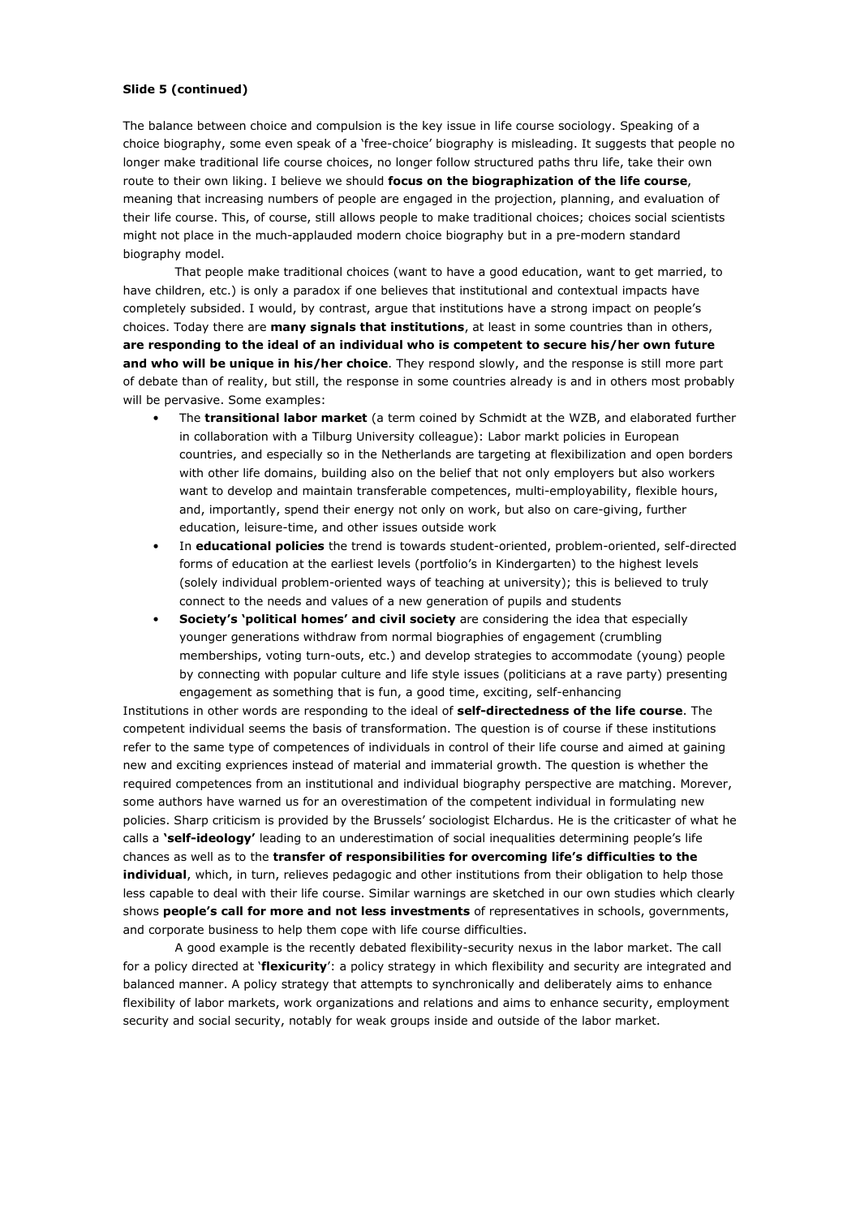**Slide 5 (continued)**

The balance between choice and compulsion is the key issue in life course sociology. Speaking of a choice biography, some even speak of a 'free-choice' biography is misleading. It suggests that people no longer make traditional life course choices, no longer follow structured paths thru life, take their own route to their own liking. I believe we should **focus on the biographization of the life course**, meaning that increasing numbers of people are engaged in the projection, planning, and evaluation of their life course. This, of course, still allows people to make traditional choices; choices social scientists might not place in the much-applauded modern choice biography but in a pre-modern standard biography model.

That people make traditional choices (want to have a good education, want to get married, to have children, etc.) is only a paradox if one believes that institutional and contextual impacts have completely subsided. I would, by contrast, argue that institutions have a strong impact on people's choices. Today there are **many signals that institutions**, at least in some countries than in others, **are responding to the ideal of an individual who is competent to secure his/her own future and who will be unique in his/her choice**. They respond slowly, and the response is still more part of debate than of reality, but still, the response in some countries already is and in others most probably will be pervasive. Some examples:

- The **transitional labor market** (a term coined by Schmidt at the WZB, and elaborated further in collaboration with a Tilburg University colleague): Labor markt policies in European countries, and especially so in the Netherlands are targeting at flexibilization and open borders with other life domains, building also on the belief that not only employers but also workers want to develop and maintain transferable competences, multi-employability, flexible hours, and, importantly, spend their energy not only on work, but also on care-giving, further education, leisure-time, and other issues outside work
- In **educational policies** the trend is towards student-oriented, problem-oriented, self-directed forms of education at the earliest levels (portfolio's in Kindergarten) to the highest levels (solely individual problem-oriented ways of teaching at university); this is believed to truly connect to the needs and values of a new generation of pupils and students
- **Society's 'political homes' and civil society** are considering the idea that especially younger generations withdraw from normal biographies of engagement (crumbling memberships, voting turn-outs, etc.) and develop strategies to accommodate (young) people by connecting with popular culture and life style issues (politicians at a rave party) presenting engagement as something that is fun, a good time, exciting, self-enhancing

Institutions in other words are responding to the ideal of **self-directedness of the life course**. The competent individual seems the basis of transformation. The question is of course if these institutions refer to the same type of competences of individuals in control of their life course and aimed at gaining new and exciting expriences instead of material and immaterial growth. The question is whether the required competences from an institutional and individual biography perspective are matching. Morever, some authors have warned us for an overestimation of the competent individual in formulating new policies. Sharp criticism is provided by the Brussels' sociologist Elchardus. He is the criticaster of what he calls a **'self-ideology'** leading to an underestimation of social inequalities determining people's life chances as well as to the **transfer of responsibilities for overcoming life's difficulties to the individual**, which, in turn, relieves pedagogic and other institutions from their obligation to help those less capable to deal with their life course. Similar warnings are sketched in our own studies which clearly shows **people's call for more and not less investments** of representatives in schools, governments, and corporate business to help them cope with life course difficulties.

A good example is the recently debated flexibility-security nexus in the labor market. The call for a policy directed at '**flexicurity**': a policy strategy in which flexibility and security are integrated and balanced manner. A policy strategy that attempts to synchronically and deliberately aims to enhance flexibility of labor markets, work organizations and relations and aims to enhance security, employment security and social security, notably for weak groups inside and outside of the labor market.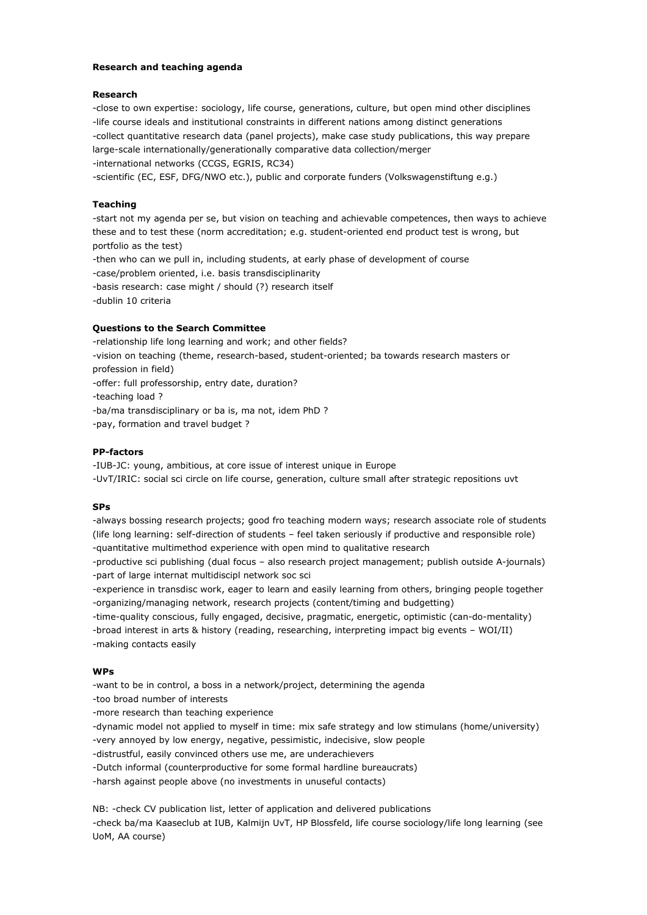**Research and teaching agenda**

**Research**

-close to own expertise: sociology, life course, generations, culture, but open mind other disciplines
-life course ideals and institutional constraints in different nations among distinct generations
-collect quantitative research data (panel projects), make case study publications, this way prepare large-scale internationally/generationally comparative data collection/merger
-international networks (CCGS, EGRIS, RC34)
-scientific (EC, ESF, DFG/NWO etc.), public and corporate funders (Volkswagenstiftung e.g.)

**Teaching**

-start not my agenda per se, but vision on teaching and achievable competences, then ways to achieve these and to test these (norm accreditation; e.g. student-oriented end product test is wrong, but portfolio as the test)
-then who can we pull in, including students, at early phase of development of course
-case/problem oriented, i.e. basis transdisciplinarity
-basis research: case might / should (?) research itself
-dublin 10 criteria

**Questions to the Search Committee**

-relationship life long learning and work; and other fields?
-vision on teaching (theme, research-based, student-oriented; ba towards research masters or profession in field)
-offer: full professorship, entry date, duration?
-teaching load ?
-ba/ma transdisciplinary or ba is, ma not, idem PhD ?
-pay, formation and travel budget ?

**PP-factors**

-IUB-JC: young, ambitious, at core issue of interest unique in Europe
-UvT/IRIC: social sci circle on life course, generation, culture small after strategic repositions uvt

**SPs**

-always bossing research projects; good fro teaching modern ways; research associate role of students (life long learning: self-direction of students – feel taken seriously if productive and responsible role)
-quantitative multimethod experience with open mind to qualitative research
-productive sci publishing (dual focus – also research project management; publish outside A-journals)
-part of large internat multidiscipl network soc sci
-experience in transdisc work, eager to learn and easily learning from others, bringing people together
-organizing/managing network, research projects (content/timing and budgetting)
-time-quality conscious, fully engaged, decisive, pragmatic, energetic, optimistic (can-do-mentality)
-broad interest in arts & history (reading, researching, interpreting impact big events – WOI/II)
-making contacts easily

**WPs**

-want to be in control, a boss in a network/project, determining the agenda
-too broad number of interests
-more research than teaching experience
-dynamic model not applied to myself in time: mix safe strategy and low stimulans (home/university)
-very annoyed by low energy, negative, pessimistic, indecisive, slow people
-distrustful, easily convinced others use me, are underachievers
-Dutch informal (counterproductive for some formal hardline bureaucrats)
-harsh against people above (no investments in unuseful contacts)

NB: -check CV publication list, letter of application and delivered publications
-check ba/ma Kaaseclub at IUB, Kalmijn UvT, HP Blossfeld, life course sociology/life long learning (see UoM, AA course)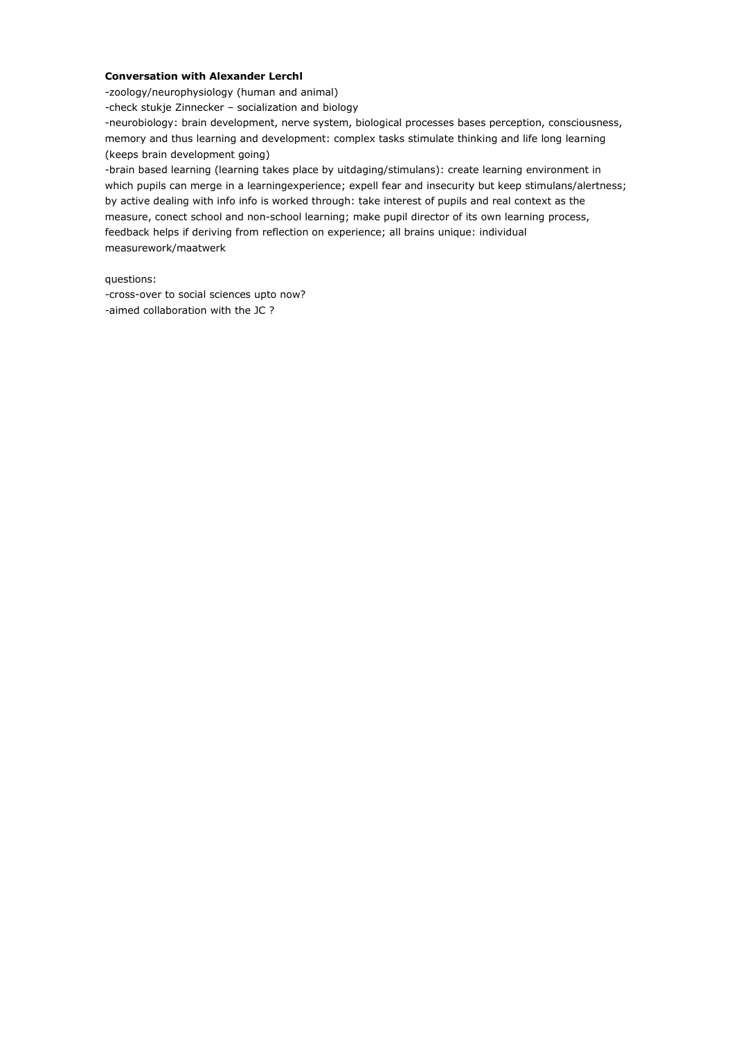**Conversation with Alexander Lerchl**

-zoology/neurophysiology (human and animal)

-check stukje Zinnecker – socialization and biology

-neurobiology: brain development, nerve system, biological processes bases perception, consciousness, memory and thus learning and development: complex tasks stimulate thinking and life long learning (keeps brain development going)

-brain based learning (learning takes place by uitdaging/stimulans): create learning environment in which pupils can merge in a learningexperience; expell fear and insecurity but keep stimulans/alertness; by active dealing with info info is worked through: take interest of pupils and real context as the measure, conect school and non-school learning; make pupil director of its own learning process, feedback helps if deriving from reflection on experience; all brains unique: individual measurework/maatwerk

questions:

-cross-over to social sciences upto now?

-aimed collaboration with the JC ?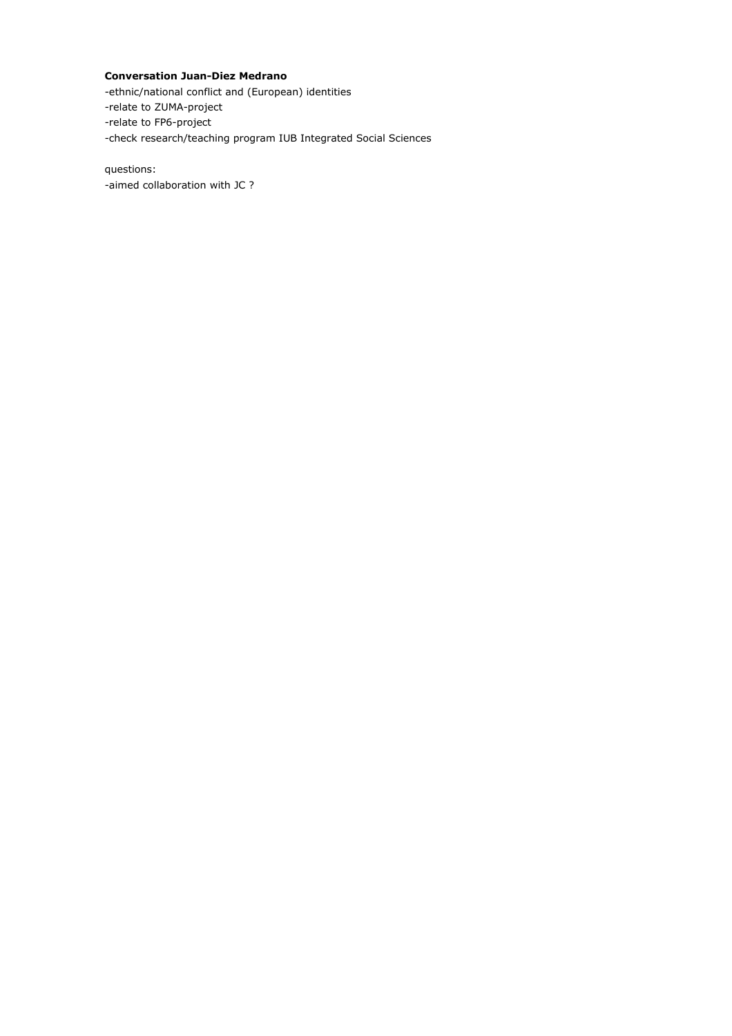**Conversation Juan-Diez Medrano**

-ethnic/national conflict and (European) identities
-relate to ZUMA-project
-relate to FP6-project
-check research/teaching program IUB Integrated Social Sciences

questions:
-aimed collaboration with JC ?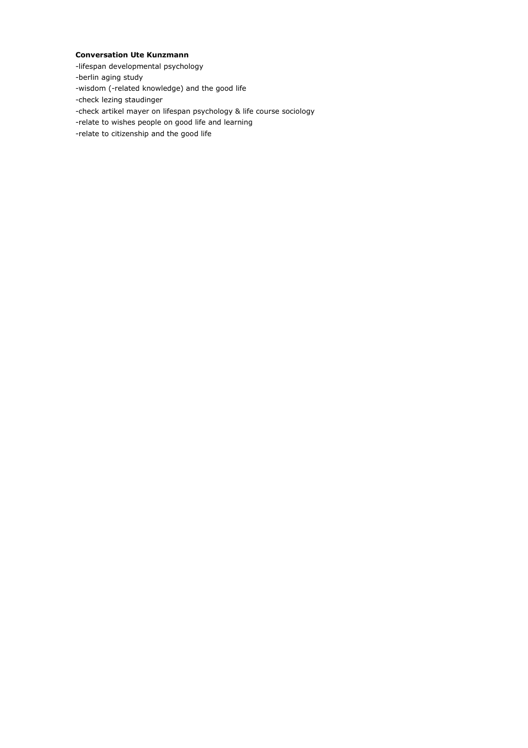**Conversation Ute Kunzmann**

-lifespan developmental psychology

-berlin aging study

-wisdom (-related knowledge) and the good life

-check lezing staudinger

-check artikel mayer on lifespan psychology & life course sociology

-relate to wishes people on good life and learning

-relate to citizenship and the good life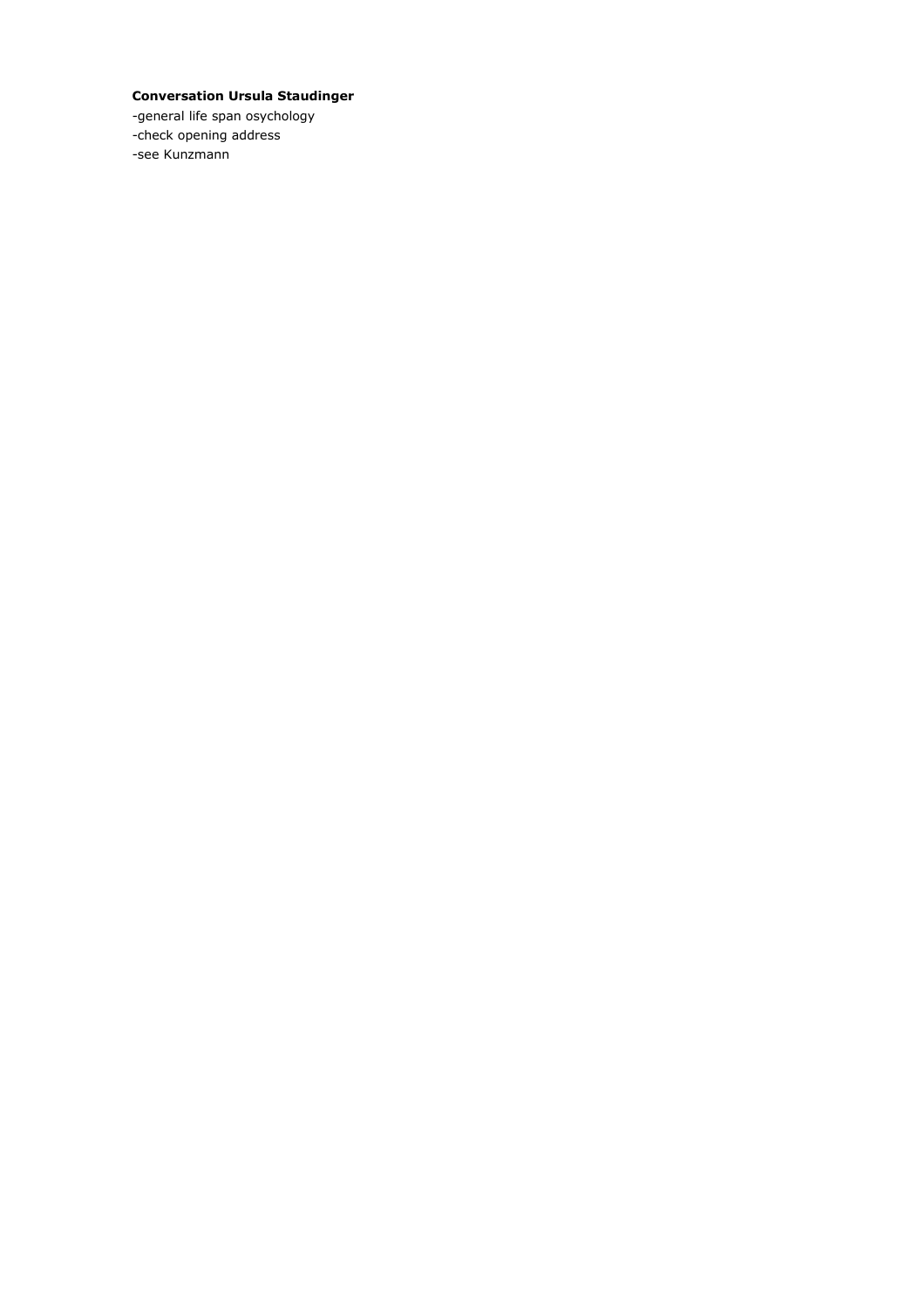**Conversation Ursula Staudinger**

-general life span osychology
-check opening address
-see Kunzmann